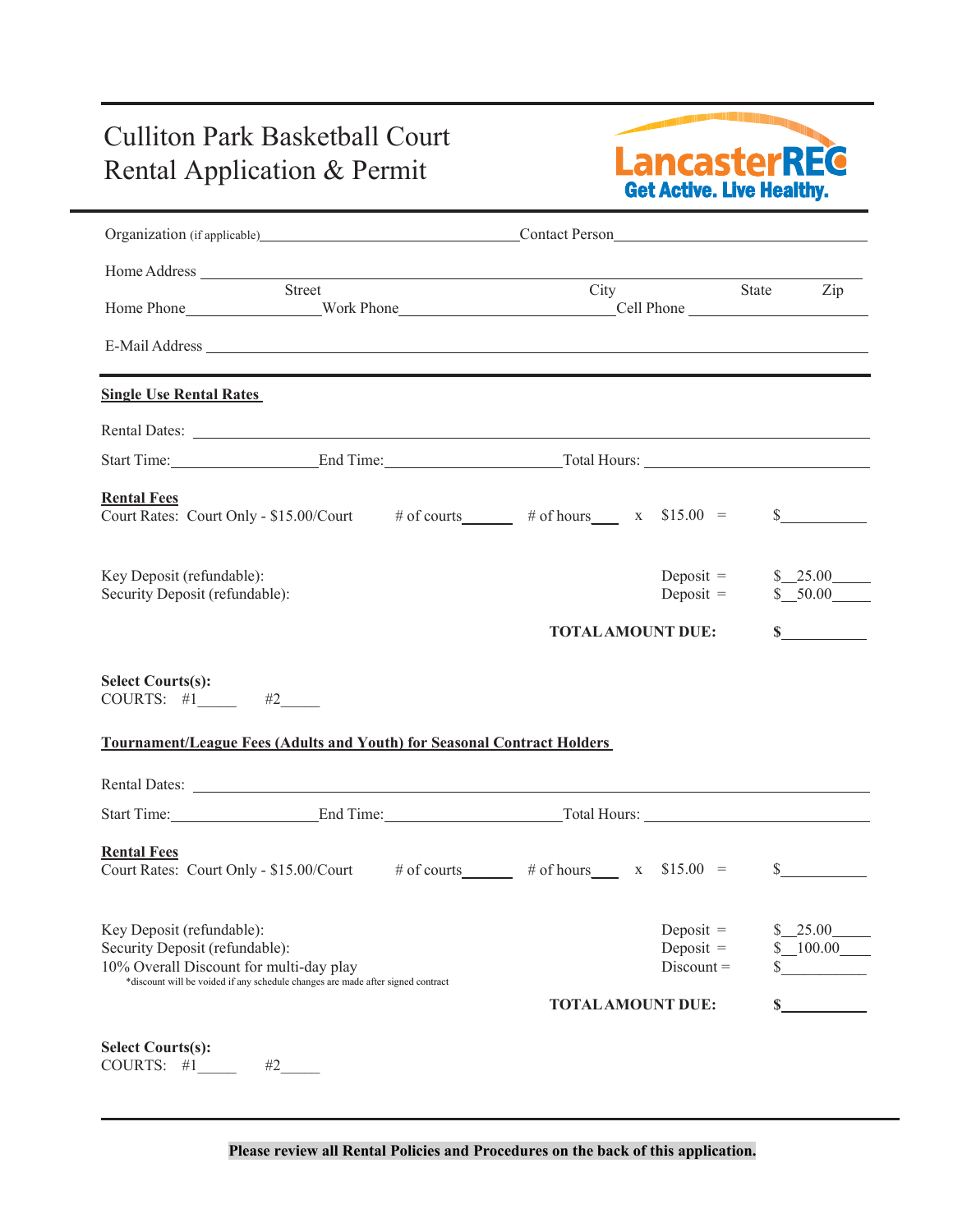# Culliton Park Basketball Court
# Rental Application & Permit

LancasterREC
Get Active. Live Healthy.

Organization (if applicable)________________________________ Contact Person________________________________

Home Address ______________________________________________________________________________
Street City State Zip

Home Phone________________ Work Phone_________________________ Cell Phone ____________________

E-Mail Address ______________________________________________________________________________

**Single Use Rental Rates**

Rental Dates: ______________________________________________________________________________

Start Time:__________________ End Time:______________________ Total Hours: ___________________________

**Rental Fees**

Court Rates: Court Only - $15.00/Court # of courts______ # of hours___ x $15.00 = $___________

Key Deposit (refundable): Deposit = $__25.00_____

Security Deposit (refundable): Deposit = $__50.00_____

**TOTAL AMOUNT DUE: $___________**

**Select Courts(s):**

COURTS: #1_____ #2_____

**Tournament/League Fees (Adults and Youth) for Seasonal Contract Holders**

Rental Dates: ______________________________________________________________________________

Start Time:__________________ End Time:______________________ Total Hours: ___________________________

**Rental Fees**

Court Rates: Court Only - $15.00/Court # of courts______ # of hours___ x $15.00 = $___________

Key Deposit (refundable): Deposit = $__25.00_____

Security Deposit (refundable): Deposit = $__100.00____

10% Overall Discount for multi-day play Discount = $___________

*discount will be voided if any schedule changes are made after signed contract

**TOTAL AMOUNT DUE: $___________**

**Select Courts(s):**

COURTS: #1_____ #2_____

**Please review all Rental Policies and Procedures on the back of this application.**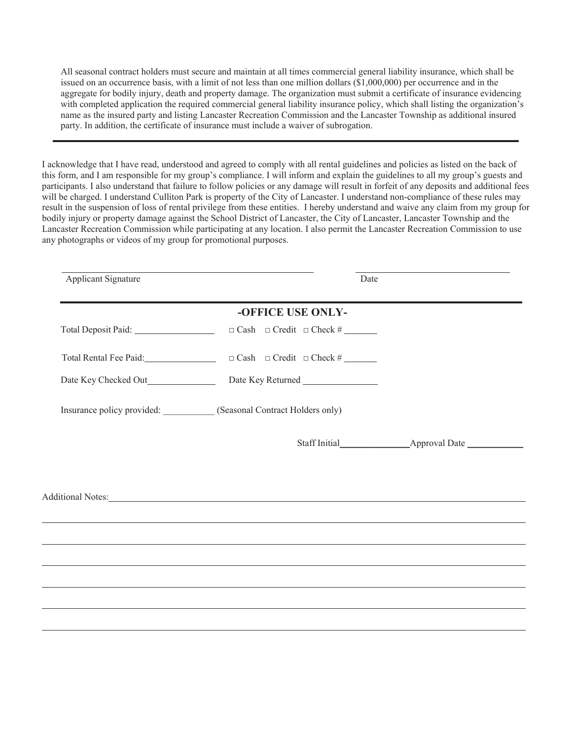All seasonal contract holders must secure and maintain at all times commercial general liability insurance, which shall be issued on an occurrence basis, with a limit of not less than one million dollars ($1,000,000) per occurrence and in the aggregate for bodily injury, death and property damage. The organization must submit a certificate of insurance evidencing with completed application the required commercial general liability insurance policy, which shall listing the organization's name as the insured party and listing Lancaster Recreation Commission and the Lancaster Township as additional insured party. In addition, the certificate of insurance must include a waiver of subrogation.

---

I acknowledge that I have read, understood and agreed to comply with all rental guidelines and policies as listed on the back of this form, and I am responsible for my group's compliance. I will inform and explain the guidelines to all my group's guests and participants. I also understand that failure to follow policies or any damage will result in forfeit of any deposits and additional fees will be charged. I understand Culliton Park is property of the City of Lancaster. I understand non-compliance of these rules may result in the suspension of loss of rental privilege from these entities. I hereby understand and waive any claim from my group for bodily injury or property damage against the School District of Lancaster, the City of Lancaster, Lancaster Township and the Lancaster Recreation Commission while participating at any location. I also permit the Lancaster Recreation Commission to use any photographs or videos of my group for promotional purposes.

\_\_\_\_\_\_\_\_\_\_\_\_\_\_\_\_\_\_\_\_\_\_\_\_\_\_\_\_\_\_\_\_\_\_\_\_\_\_\_\_ \_\_\_\_\_\_\_\_\_\_\_\_\_\_\_\_\_\_\_\_\_\_\_\_\_\_\_\_
Applicant Signature Date

---

## -OFFICE USE ONLY-

Total Deposit Paid: \_\_\_\_\_\_\_\_\_\_\_\_\_\_ □ Cash □ Credit □ Check # \_\_\_\_\_\_

Total Rental Fee Paid: \_\_\_\_\_\_\_\_\_\_\_\_\_\_ □ Cash □ Credit □ Check # \_\_\_\_\_\_

Date Key Checked Out \_\_\_\_\_\_\_\_\_\_\_\_\_\_ Date Key Returned \_\_\_\_\_\_\_\_\_\_\_\_\_\_

Insurance policy provided: \_\_\_\_\_\_\_\_\_\_\_ (Seasonal Contract Holders only)

Staff Initial \_\_\_\_\_\_\_\_\_\_\_\_\_\_ Approval Date \_\_\_\_\_\_\_\_\_\_\_\_

Additional Notes: \_\_\_\_\_\_\_\_\_\_\_\_\_\_\_\_\_\_\_\_\_\_\_\_\_\_\_\_\_\_\_\_\_\_\_\_\_\_\_\_\_\_\_\_\_\_\_\_\_\_\_\_\_\_\_\_\_\_\_\_\_\_\_\_\_\_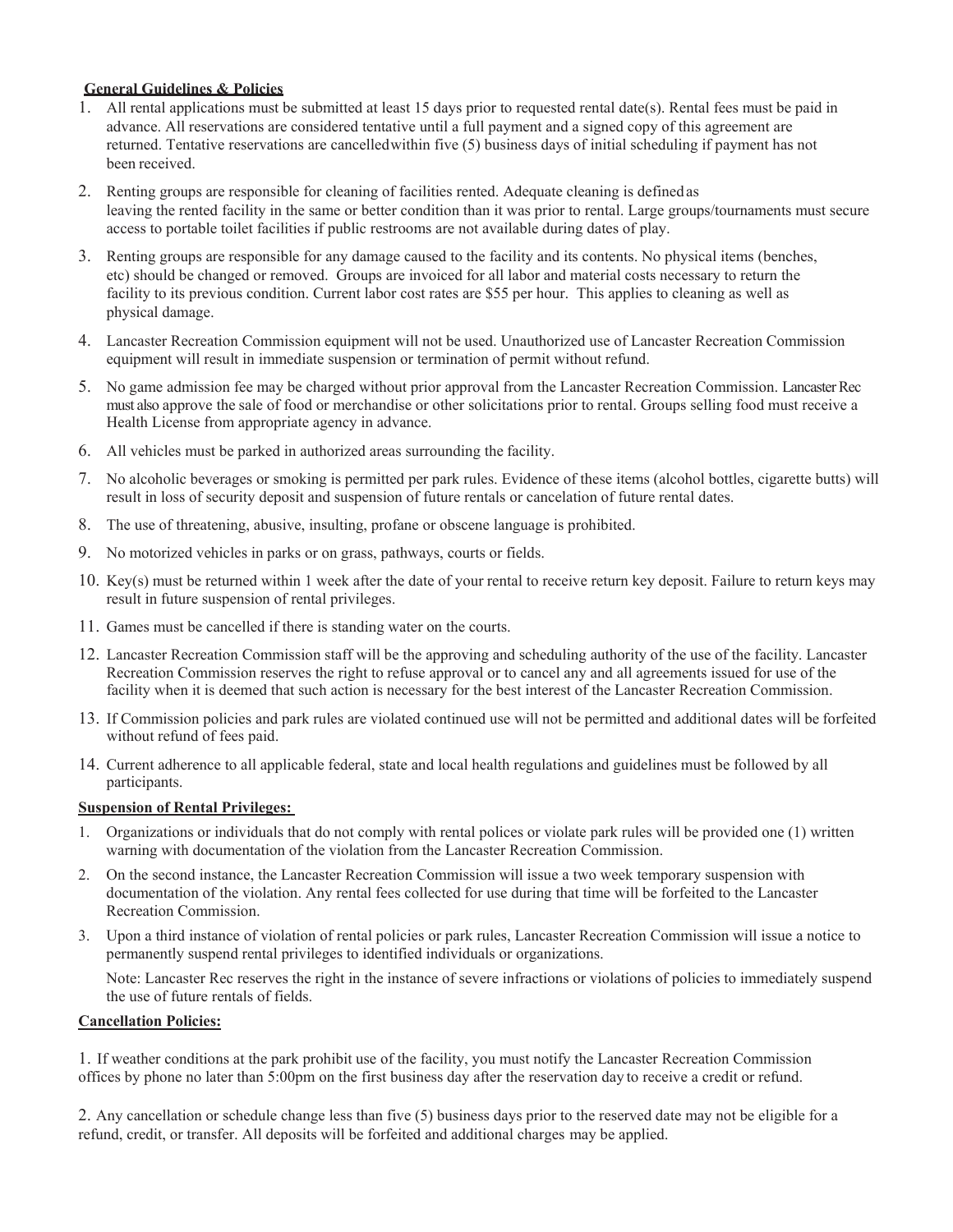**General Guidelines & Policies**

1. All rental applications must be submitted at least 15 days prior to requested rental date(s). Rental fees must be paid in advance. All reservations are considered tentative until a full payment and a signed copy of this agreement are returned. Tentative reservations are cancelled within five (5) business days of initial scheduling if payment has not been received.
2. Renting groups are responsible for cleaning of facilities rented. Adequate cleaning is defined as leaving the rented facility in the same or better condition than it was prior to rental. Large groups/tournaments must secure access to portable toilet facilities if public restrooms are not available during dates of play.
3. Renting groups are responsible for any damage caused to the facility and its contents. No physical items (benches, etc) should be changed or removed. Groups are invoiced for all labor and material costs necessary to return the facility to its previous condition. Current labor cost rates are $55 per hour. This applies to cleaning as well as physical damage.
4. Lancaster Recreation Commission equipment will not be used. Unauthorized use of Lancaster Recreation Commission equipment will result in immediate suspension or termination of permit without refund.
5. No game admission fee may be charged without prior approval from the Lancaster Recreation Commission. Lancaster Rec must also approve the sale of food or merchandise or other solicitations prior to rental. Groups selling food must receive a Health License from appropriate agency in advance.
6. All vehicles must be parked in authorized areas surrounding the facility.
7. No alcoholic beverages or smoking is permitted per park rules. Evidence of these items (alcohol bottles, cigarette butts) will result in loss of security deposit and suspension of future rentals or cancelation of future rental dates.
8. The use of threatening, abusive, insulting, profane or obscene language is prohibited.
9. No motorized vehicles in parks or on grass, pathways, courts or fields.
10. Key(s) must be returned within 1 week after the date of your rental to receive return key deposit. Failure to return keys may result in future suspension of rental privileges.
11. Games must be cancelled if there is standing water on the courts.
12. Lancaster Recreation Commission staff will be the approving and scheduling authority of the use of the facility. Lancaster Recreation Commission reserves the right to refuse approval or to cancel any and all agreements issued for use of the facility when it is deemed that such action is necessary for the best interest of the Lancaster Recreation Commission.
13. If Commission policies and park rules are violated continued use will not be permitted and additional dates will be forfeited without refund of fees paid.
14. Current adherence to all applicable federal, state and local health regulations and guidelines must be followed by all participants.

**Suspension of Rental Privileges:**

1. Organizations or individuals that do not comply with rental polices or violate park rules will be provided one (1) written warning with documentation of the violation from the Lancaster Recreation Commission.
2. On the second instance, the Lancaster Recreation Commission will issue a two week temporary suspension with documentation of the violation. Any rental fees collected for use during that time will be forfeited to the Lancaster Recreation Commission.
3. Upon a third instance of violation of rental policies or park rules, Lancaster Recreation Commission will issue a notice to permanently suspend rental privileges to identified individuals or organizations.

   Note: Lancaster Rec reserves the right in the instance of severe infractions or violations of policies to immediately suspend the use of future rentals of fields.

**Cancellation Policies:**

1. If weather conditions at the park prohibit use of the facility, you must notify the Lancaster Recreation Commission offices by phone no later than 5:00pm on the first business day after the reservation day to receive a credit or refund.

2. Any cancellation or schedule change less than five (5) business days prior to the reserved date may not be eligible for a refund, credit, or transfer. All deposits will be forfeited and additional charges may be applied.